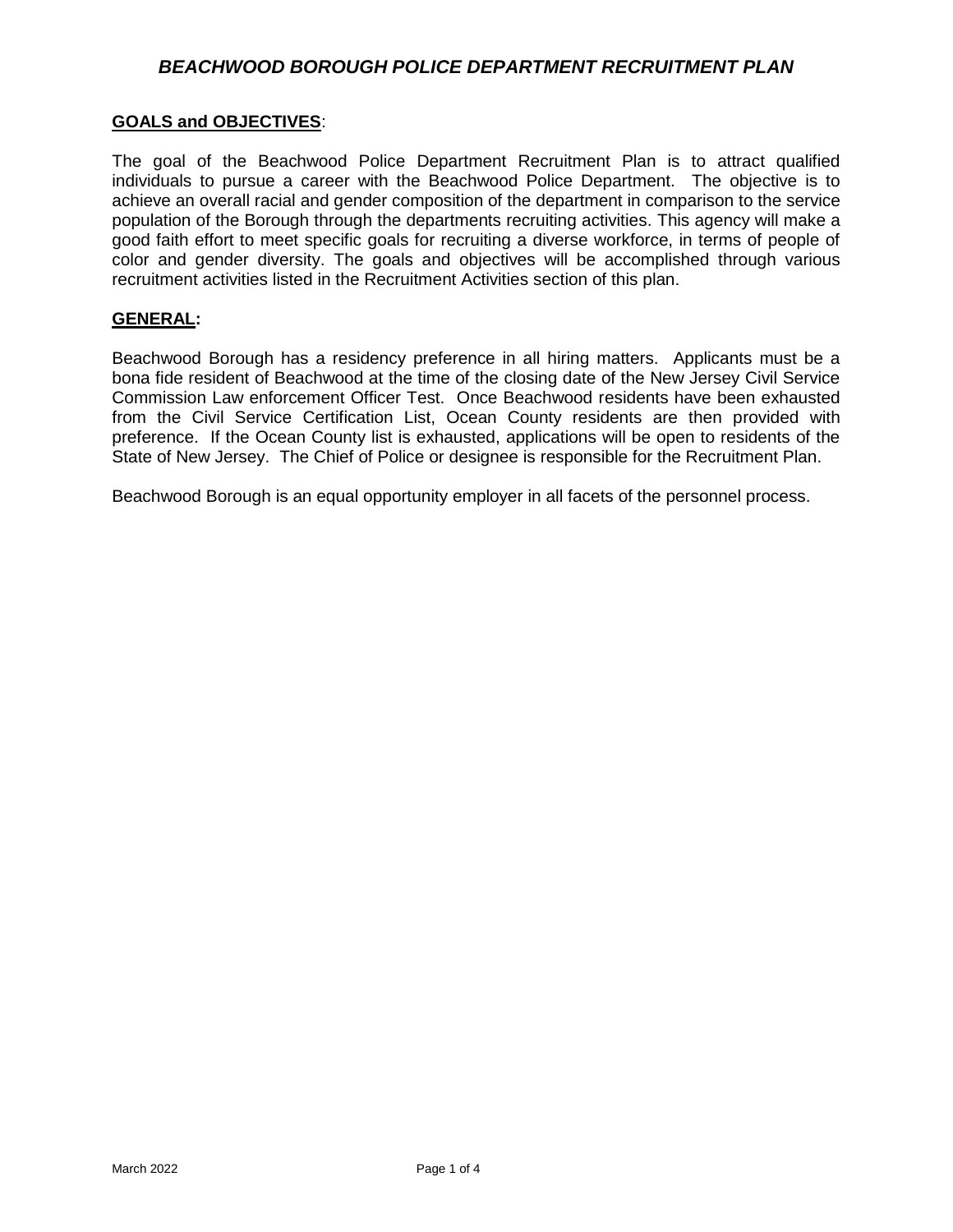# *BEACHWOOD BOROUGH POLICE DEPARTMENT RECRUITMENT PLAN*

**GOALS and OBJECTIVES**:

The goal of the Beachwood Police Department Recruitment Plan is to attract qualified individuals to pursue a career with the Beachwood Police Department. The objective is to achieve an overall racial and gender composition of the department in comparison to the service population of the Borough through the departments recruiting activities. This agency will make a good faith effort to meet specific goals for recruiting a diverse workforce, in terms of people of color and gender diversity. The goals and objectives will be accomplished through various recruitment activities listed in the Recruitment Activities section of this plan.

**GENERAL:**

Beachwood Borough has a residency preference in all hiring matters. Applicants must be a bona fide resident of Beachwood at the time of the closing date of the New Jersey Civil Service Commission Law enforcement Officer Test. Once Beachwood residents have been exhausted from the Civil Service Certification List, Ocean County residents are then provided with preference. If the Ocean County list is exhausted, applications will be open to residents of the State of New Jersey. The Chief of Police or designee is responsible for the Recruitment Plan.

Beachwood Borough is an equal opportunity employer in all facets of the personnel process.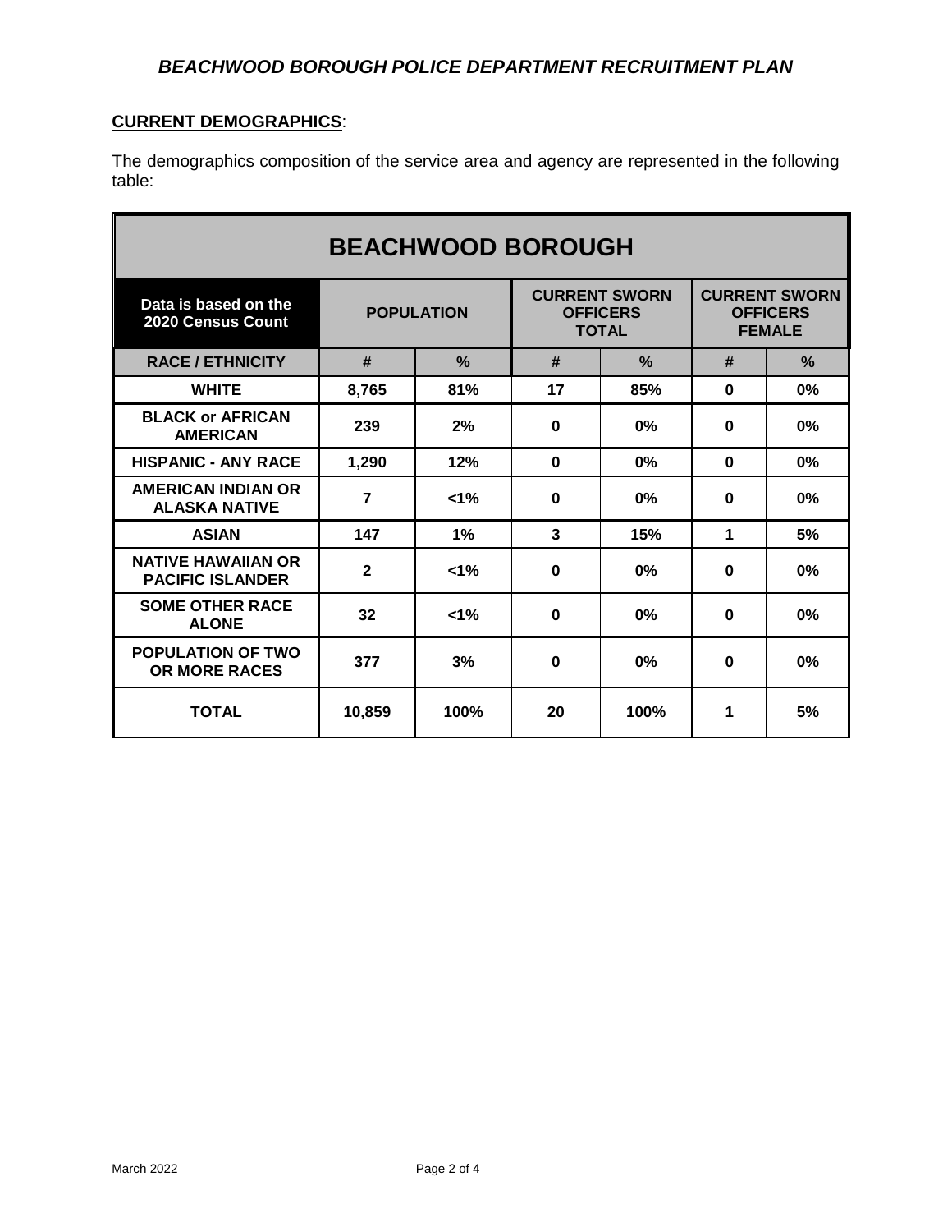**CURRENT DEMOGRAPHICS**:

The demographics composition of the service area and agency are represented in the following table:

| BEACHWOOD BOROUGH | | | | | | |
|---|---|---|---|---|---|---|
| **Data is based on the 2020 Census Count** | **POPULATION** | | **CURRENT SWORN OFFICERS TOTAL** | | **CURRENT SWORN OFFICERS FEMALE** | |
| **RACE / ETHNICITY** | **#** | **%** | **#** | **%** | **#** | **%** |
| **WHITE** | **8,765** | **81%** | **17** | **85%** | **0** | **0%** |
| **BLACK or AFRICAN AMERICAN** | **239** | **2%** | **0** | **0%** | **0** | **0%** |
| **HISPANIC - ANY RACE** | **1,290** | **12%** | **0** | **0%** | **0** | **0%** |
| **AMERICAN INDIAN OR ALASKA NATIVE** | **7** | **<1%** | **0** | **0%** | **0** | **0%** |
| **ASIAN** | **147** | **1%** | **3** | **15%** | **1** | **5%** |
| **NATIVE HAWAIIAN OR PACIFIC ISLANDER** | **2** | **<1%** | **0** | **0%** | **0** | **0%** |
| **SOME OTHER RACE ALONE** | **32** | **<1%** | **0** | **0%** | **0** | **0%** |
| **POPULATION OF TWO OR MORE RACES** | **377** | **3%** | **0** | **0%** | **0** | **0%** |
| **TOTAL** | **10,859** | **100%** | **20** | **100%** | **1** | **5%** |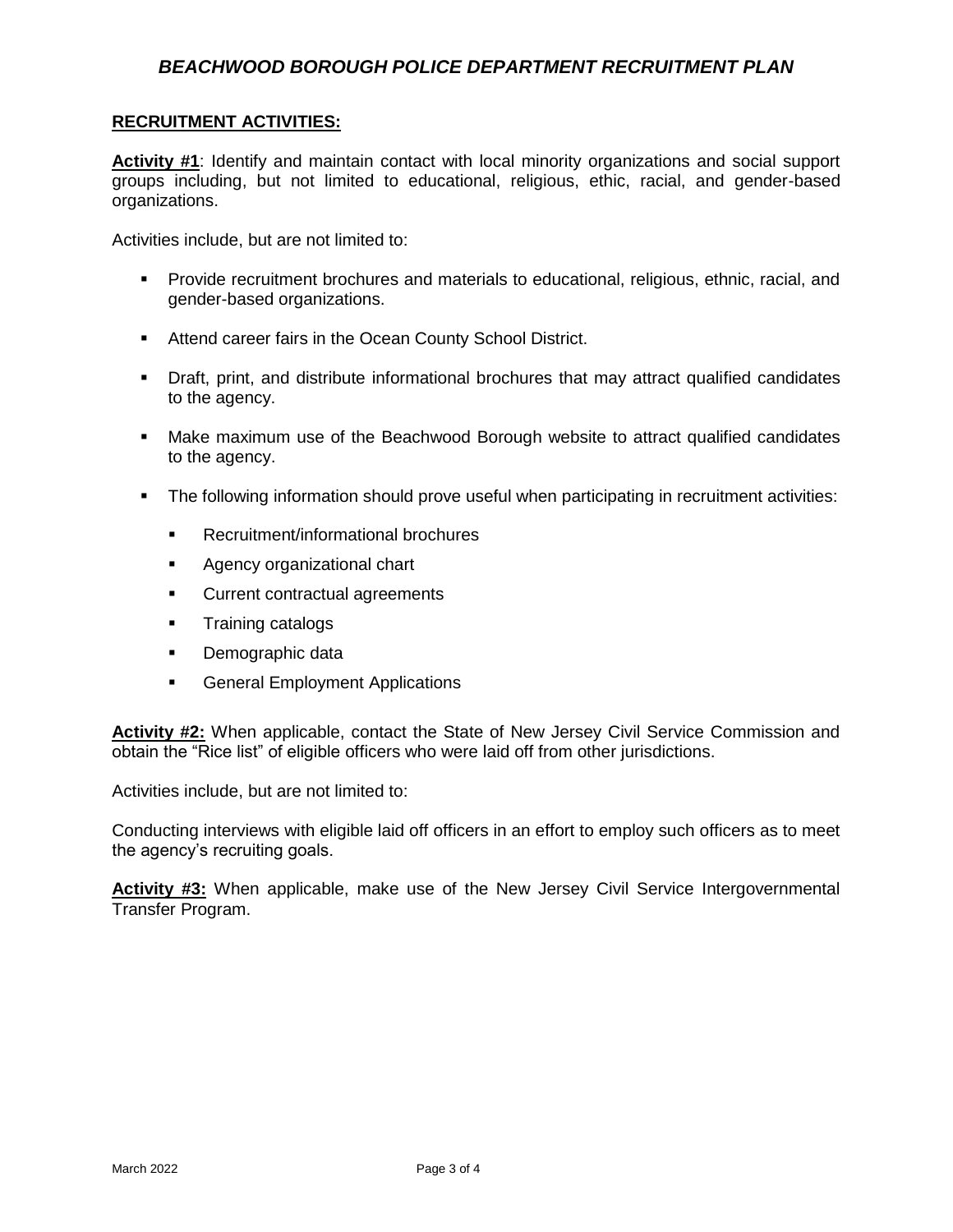## RECRUITMENT ACTIVITIES:

**Activity #1**: Identify and maintain contact with local minority organizations and social support groups including, but not limited to educational, religious, ethic, racial, and gender-based organizations.

Activities include, but are not limited to:

- Provide recruitment brochures and materials to educational, religious, ethnic, racial, and gender-based organizations.
- Attend career fairs in the Ocean County School District.
- Draft, print, and distribute informational brochures that may attract qualified candidates to the agency.
- Make maximum use of the Beachwood Borough website to attract qualified candidates to the agency.
- The following information should prove useful when participating in recruitment activities:
  - Recruitment/informational brochures
  - Agency organizational chart
  - Current contractual agreements
  - Training catalogs
  - Demographic data
  - General Employment Applications

**Activity #2:** When applicable, contact the State of New Jersey Civil Service Commission and obtain the "Rice list" of eligible officers who were laid off from other jurisdictions.

Activities include, but are not limited to:

Conducting interviews with eligible laid off officers in an effort to employ such officers as to meet the agency's recruiting goals.

**Activity #3:** When applicable, make use of the New Jersey Civil Service Intergovernmental Transfer Program.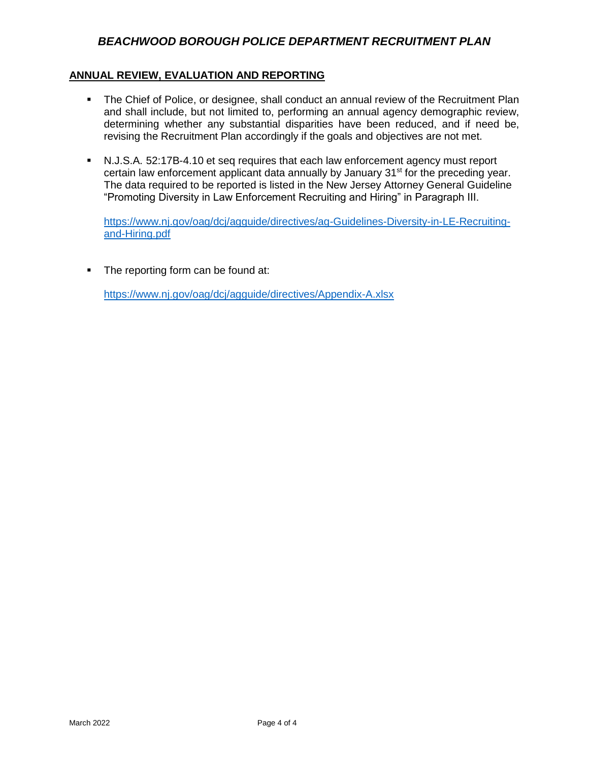## ANNUAL REVIEW, EVALUATION AND REPORTING

- The Chief of Police, or designee, shall conduct an annual review of the Recruitment Plan and shall include, but not limited to, performing an annual agency demographic review, determining whether any substantial disparities have been reduced, and if need be, revising the Recruitment Plan accordingly if the goals and objectives are not met.

- N.J.S.A. 52:17B-4.10 et seq requires that each law enforcement agency must report certain law enforcement applicant data annually by January 31st for the preceding year. The data required to be reported is listed in the New Jersey Attorney General Guideline "Promoting Diversity in Law Enforcement Recruiting and Hiring" in Paragraph III.

  https://www.nj.gov/oag/dcj/agguide/directives/ag-Guidelines-Diversity-in-LE-Recruiting-and-Hiring.pdf

- The reporting form can be found at:

  https://www.nj.gov/oag/dcj/agguide/directives/Appendix-A.xlsx